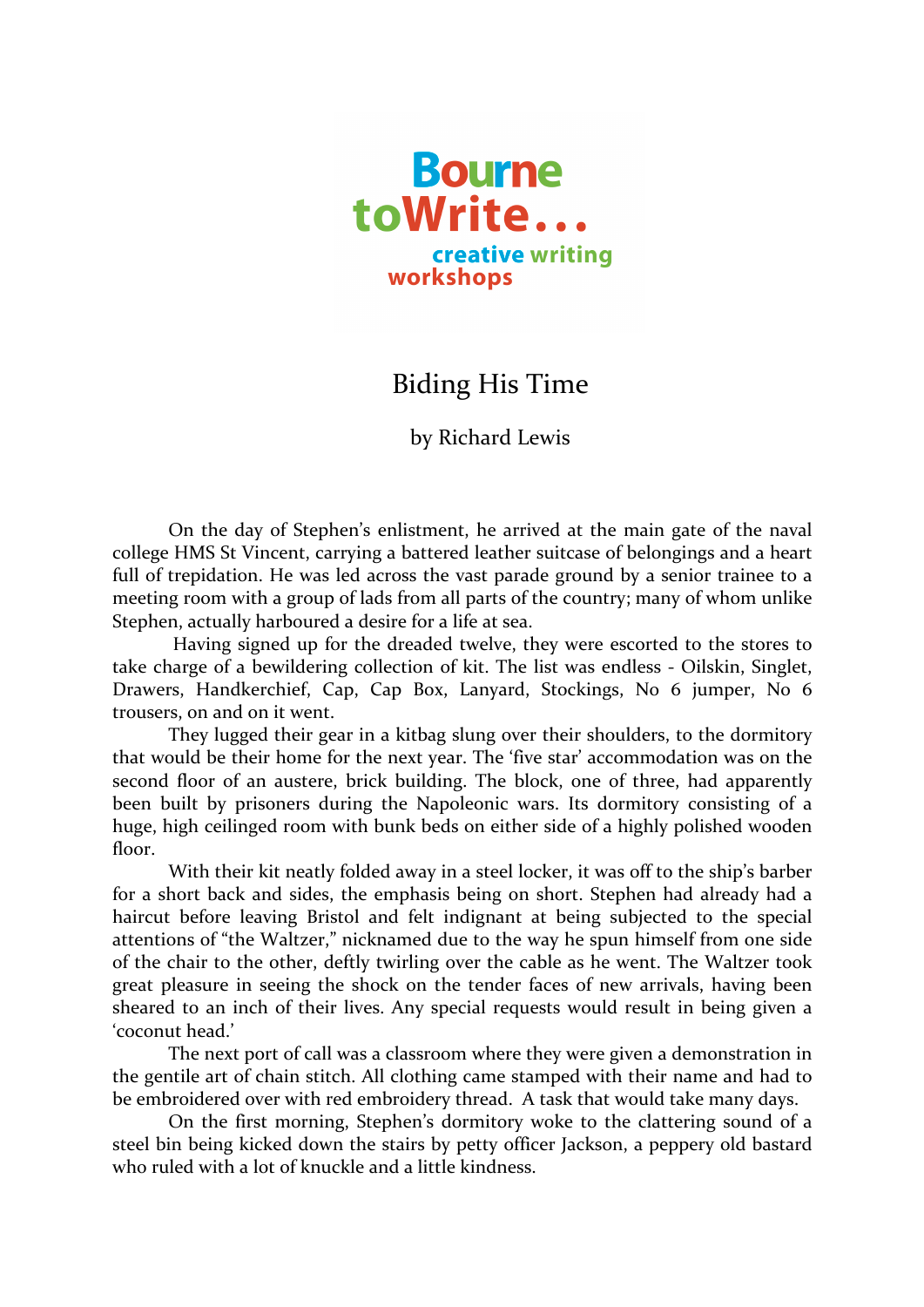Bourne toWrite... creative writing workshops

# Biding His Time

by Richard Lewis

On the day of Stephen's enlistment, he arrived at the main gate of the naval college HMS St Vincent, carrying a battered leather suitcase of belongings and a heart full of trepidation. He was led across the vast parade ground by a senior trainee to a meeting room with a group of lads from all parts of the country; many of whom unlike Stephen, actually harboured a desire for a life at sea.

Having signed up for the dreaded twelve, they were escorted to the stores to take charge of a bewildering collection of kit. The list was endless - Oilskin, Singlet, Drawers, Handkerchief, Cap, Cap Box, Lanyard, Stockings, No 6 jumper, No 6 trousers, on and on it went.

They lugged their gear in a kitbag slung over their shoulders, to the dormitory that would be their home for the next year. The 'five star' accommodation was on the second floor of an austere, brick building. The block, one of three, had apparently been built by prisoners during the Napoleonic wars. Its dormitory consisting of a huge, high ceilinged room with bunk beds on either side of a highly polished wooden floor.

With their kit neatly folded away in a steel locker, it was off to the ship's barber for a short back and sides, the emphasis being on short. Stephen had already had a haircut before leaving Bristol and felt indignant at being subjected to the special attentions of "the Waltzer," nicknamed due to the way he spun himself from one side of the chair to the other, deftly twirling over the cable as he went. The Waltzer took great pleasure in seeing the shock on the tender faces of new arrivals, having been sheared to an inch of their lives. Any special requests would result in being given a 'coconut head.'

The next port of call was a classroom where they were given a demonstration in the gentile art of chain stitch. All clothing came stamped with their name and had to be embroidered over with red embroidery thread. A task that would take many days.

On the first morning, Stephen's dormitory woke to the clattering sound of a steel bin being kicked down the stairs by petty officer Jackson, a peppery old bastard who ruled with a lot of knuckle and a little kindness.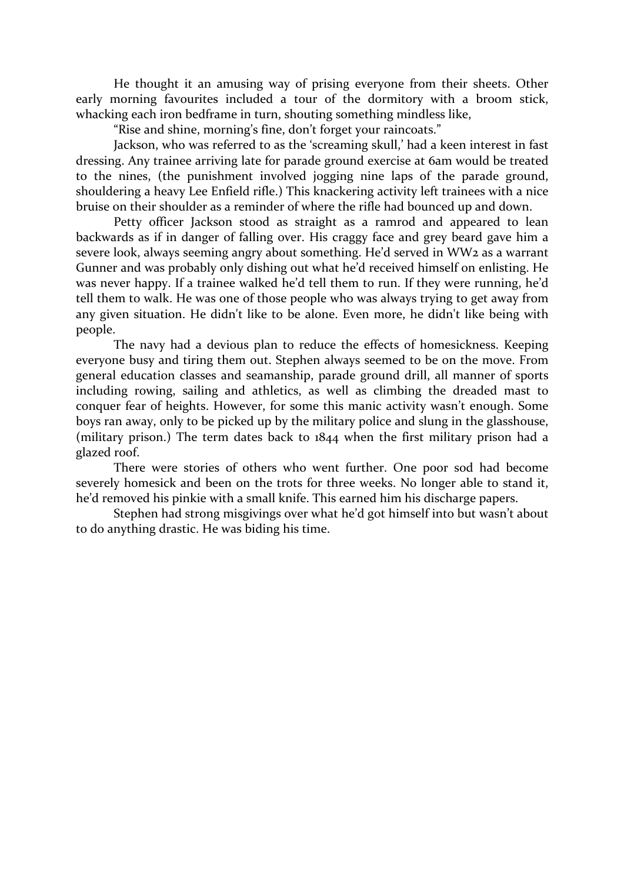He thought it an amusing way of prising everyone from their sheets. Other early morning favourites included a tour of the dormitory with a broom stick, whacking each iron bedframe in turn, shouting something mindless like,

"Rise and shine, morning's fine, don't forget your raincoats."

Jackson, who was referred to as the 'screaming skull,' had a keen interest in fast dressing. Any trainee arriving late for parade ground exercise at 6am would be treated to the nines, (the punishment involved jogging nine laps of the parade ground, shouldering a heavy Lee Enfield rifle.) This knackering activity left trainees with a nice bruise on their shoulder as a reminder of where the rifle had bounced up and down.

Petty officer Jackson stood as straight as a ramrod and appeared to lean backwards as if in danger of falling over. His craggy face and grey beard gave him a severe look, always seeming angry about something. He'd served in WW2 as a warrant Gunner and was probably only dishing out what he'd received himself on enlisting. He was never happy. If a trainee walked he'd tell them to run. If they were running, he'd tell them to walk. He was one of those people who was always trying to get away from any given situation. He didn't like to be alone. Even more, he didn't like being with people.

The navy had a devious plan to reduce the effects of homesickness. Keeping everyone busy and tiring them out. Stephen always seemed to be on the move. From general education classes and seamanship, parade ground drill, all manner of sports including rowing, sailing and athletics, as well as climbing the dreaded mast to conquer fear of heights. However, for some this manic activity wasn't enough. Some boys ran away, only to be picked up by the military police and slung in the glasshouse, (military prison.) The term dates back to 1844 when the first military prison had a glazed roof.

There were stories of others who went further. One poor sod had become severely homesick and been on the trots for three weeks. No longer able to stand it, he'd removed his pinkie with a small knife. This earned him his discharge papers.

Stephen had strong misgivings over what he'd got himself into but wasn't about to do anything drastic. He was biding his time.